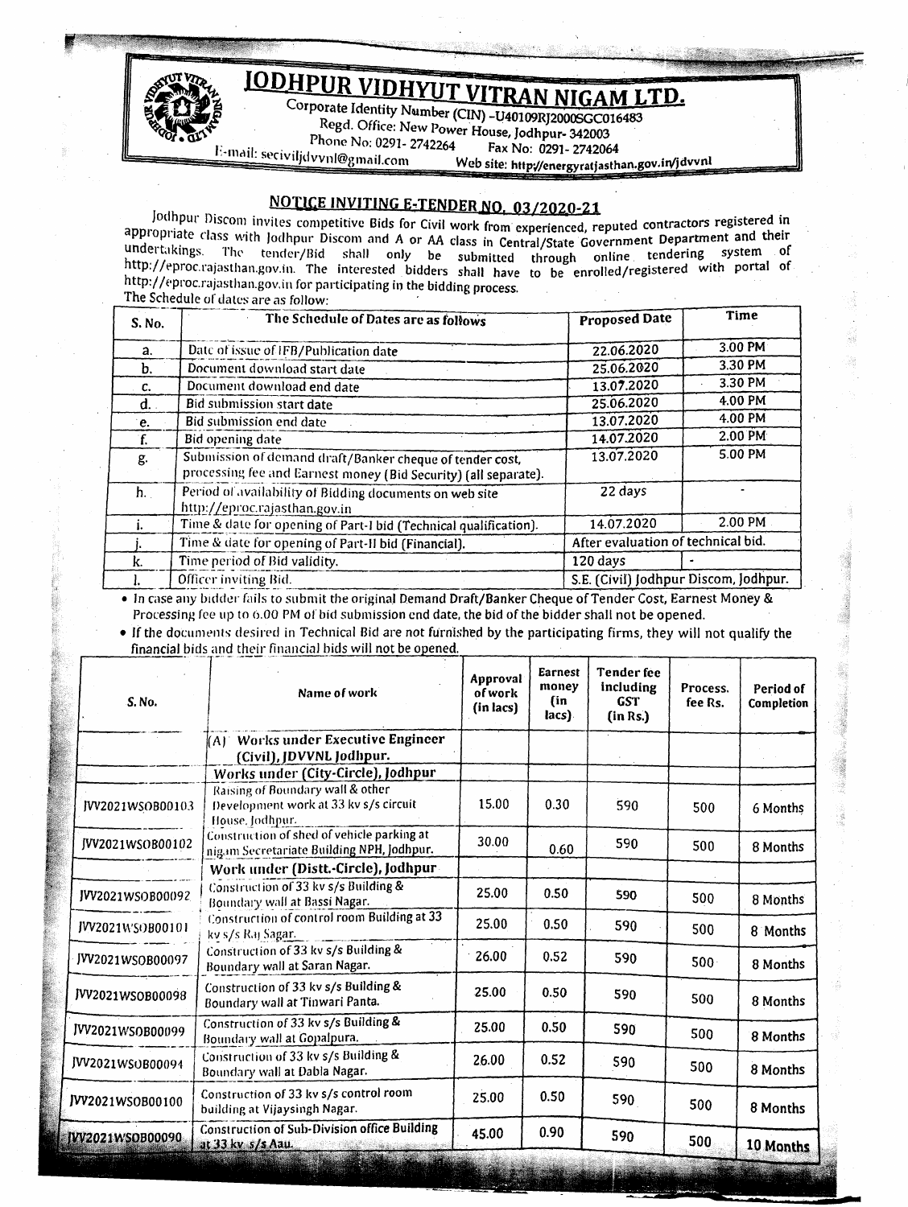# JODHPUR VIDHYUT VITRAN NIGAM LTD.

Corporate Identity Number (CIN) -U40109RJ2000SGC016483
Regd. Office: New Power House, Jodhpur- 342003
Phone No: 0291- 2742264 Fax No: 0291- 2742064
E-mail: seciviljdvvnl@gmail.com Web site: http://energyratjasthan.gov.in/jdvvnl

## NOTICE INVITING E-TENDER NO. 03/2020-21

Jodhpur Discom invites competitive Bids for Civil work from experienced, reputed contractors registered in appropriate class with Jodhpur Discom and A or AA class in Central/State Government Department and their undertakings. The tender/Bid shall only be submitted through online tendering system of http://eproc.rajasthan.gov.in. The interested bidders shall have to be enrolled/registered with portal of http://eproc.rajasthan.gov.in for participating in the bidding process.

The Schedule of dates are as follow:

| S. No. | The Schedule of Dates are as follows | Proposed Date | Time |
|---|---|---|---|
| a. | Date of issue of IFB/Publication date | 22.06.2020 | 3.00 PM |
| b. | Document download start date | 25.06.2020 | 3.30 PM |
| c. | Document download end date | 13.07.2020 | 3.30 PM |
| d. | Bid submission start date | 25.06.2020 | 4.00 PM |
| e. | Bid submission end date | 13.07.2020 | 4.00 PM |
| f. | Bid opening date | 14.07.2020 | 2.00 PM |
| g. | Submission of demand draft/Banker cheque of tender cost, processing fee and Earnest money (Bid Security) (all separate). | 13.07.2020 | 5.00 PM |
| h. | Period of availability of Bidding documents on web site http://eproc.rajasthan.gov.in | 22 days | - |
| i. | Time & date for opening of Part-I bid (Technical qualification). | 14.07.2020 | 2.00 PM |
| j. | Time & date for opening of Part-II bid (Financial). | After evaluation of technical bid. | |
| k. | Time period of Bid validity. | 120 days | - |
| l. | Officer inviting Bid. | S.E. (Civil) Jodhpur Discom, Jodhpur. | |

- In case any bidder fails to submit the original Demand Draft/Banker Cheque of Tender Cost, Earnest Money & Processing fee up to 6.00 PM of bid submission end date, the bid of the bidder shall not be opened.
- If the documents desired in Technical Bid are not furnished by the participating firms, they will not qualify the financial bids and their financial bids will not be opened.

| S. No. | Name of work | Approval of work (in lacs) | Earnest money (in lacs) | Tender fee including GST (in Rs.) | Process. fee Rs. | Period of Completion |
|---|---|---|---|---|---|---|
| | (A) Works under Executive Engineer (Civil), JDVVNL Jodhpur. | | | | | |
| | Works under (City-Circle), Jodhpur | | | | | |
| JVV2021WSOB00103 | Raising of Boundary wall & other Development work at 33 kv s/s circuit House, Jodhpur. | 15.00 | 0.30 | 590 | 500 | 6 Months |
| JVV2021WSOB00102 | Construction of shed of vehicle parking at nigam Secretariate Building NPH, Jodhpur. | 30.00 | 0.60 | 590 | 500 | 8 Months |
| | Work under (Distt.-Circle), Jodhpur | | | | | |
| JVV2021WSOB00092 | Construction of 33 kv s/s Building & Boundary wall at Bassi Nagar. | 25.00 | 0.50 | 590 | 500 | 8 Months |
| JVV2021WSOB00101 | Construction of control room Building at 33 kv s/s Raj Sagar. | 25.00 | 0.50 | 590 | 500 | 8 Months |
| JVV2021WSOB00097 | Construction of 33 kv s/s Building & Boundary wall at Saran Nagar. | 26.00 | 0.52 | 590 | 500 | 8 Months |
| JVV2021WSOB00098 | Construction of 33 kv s/s Building & Boundary wall at Tinwari Panta. | 25.00 | 0.50 | 590 | 500 | 8 Months |
| JVV2021WSOB00099 | Construction of 33 kv s/s Building & Boundary wall at Gopalpura. | 25.00 | 0.50 | 590 | 500 | 8 Months |
| JVV2021WSOB00094 | Construction of 33 kv s/s Building & Boundary wall at Dabla Nagar. | 26.00 | 0.52 | 590 | 500 | 8 Months |
| JVV2021WSOB00100 | Construction of 33 kv s/s control room building at Vijaysingh Nagar. | 25.00 | 0.50 | 590 | 500 | 8 Months |
| JVV2021WSOB00090 | Construction of Sub-Division office Building at 33 kv s/s Aau. | 45.00 | 0.90 | 590 | 500 | 10 Months |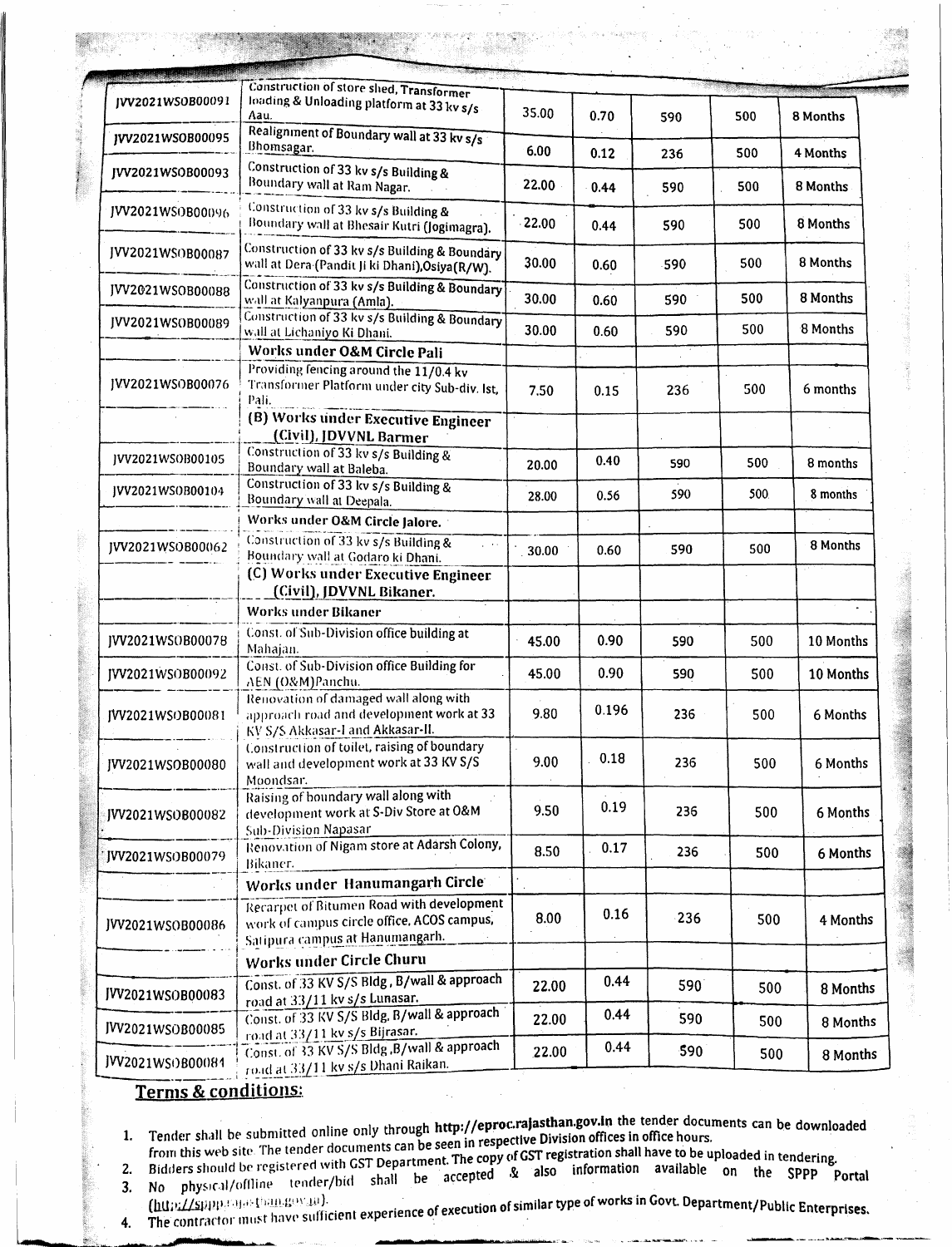| | | | | | | |
|---|---|---|---|---|---|---|
| JVV2021WSOB00091 | Construction of store shed, Transformer loading & Unloading platform at 33 kv s/s Aau. | 35.00 | 0.70 | 590 | 500 | 8 Months |
| JVV2021WSOB00095 | Realignment of Boundary wall at 33 kv s/s Bhomsagar. | 6.00 | 0.12 | 236 | 500 | 4 Months |
| JVV2021WSOB00093 | Construction of 33 kv s/s Building & Boundary wall at Ram Nagar. | 22.00 | 0.44 | 590 | 500 | 8 Months |
| JVV2021WSOB00096 | Construction of 33 kv s/s Building & Boundary wall at Bhesair Kutri (Jogimagra). | 22.00 | 0.44 | 590 | 500 | 8 Months |
| JVV2021WSOB00087 | Construction of 33 kv s/s Building & Boundary wall at Dera (Pandit Ji ki Dhani),Osiya(R/W). | 30.00 | 0.60 | 590 | 500 | 8 Months |
| JVV2021WSOB00088 | Construction of 33 kv s/s Building & Boundary wall at Kalyanpura (Amla). | 30.00 | 0.60 | 590 | 500 | 8 Months |
| JVV2021WSOB00089 | Construction of 33 kv s/s Building & Boundary wall at Lichaniyo Ki Dhani. | 30.00 | 0.60 | 590 | 500 | 8 Months |
| | **Works under O&M Circle Pali** | | | | | |
| JVV2021WSOB00076 | Providing fencing around the 11/0.4 kv Transformer Platform under city Sub-div. Ist, Pali. | 7.50 | 0.15 | 236 | 500 | 6 months |
| | **(B) Works under Executive Engineer (Civil), JDVVNL Barmer** | | | | | |
| JVV2021WSOB00105 | Construction of 33 kv s/s Building & Boundary wall at Baleba. | 20.00 | 0.40 | 590 | 500 | 8 months |
| JVV2021WSOB00104 | Construction of 33 kv s/s Building & Boundary wall at Deepala. | 28.00 | 0.56 | 590 | 500 | 8 months |
| | **Works under O&M Circle Jalore.** | | | | | |
| JVV2021WSOB00062 | Construction of 33 kv s/s Building & Boundary wall at Godaro ki Dhani. | 30.00 | 0.60 | 590 | 500 | 8 Months |
| | **(C) Works under Executive Engineer (Civil), JDVVNL Bikaner.** | | | | | |
| | **Works under Bikaner** | | | | | |
| JVV2021WSOB00078 | Const. of Sub-Division office building at Mahajan. | 45.00 | 0.90 | 590 | 500 | 10 Months |
| JVV2021WSOB00092 | Const. of Sub-Division office Building for AEN (O&M)Panchu. | 45.00 | 0.90 | 590 | 500 | 10 Months |
| JVV2021WSOB00081 | Renovation of damaged wall along with approach road and development work at 33 KV S/S Akkasar-I and Akkasar-II. | 9.80 | 0.196 | 236 | 500 | 6 Months |
| JVV2021WSOB00080 | Construction of toilet, raising of boundary wall and development work at 33 KV S/S Moondsar. | 9.00 | 0.18 | 236 | 500 | 6 Months |
| JVV2021WSOB00082 | Raising of boundary wall along with development work at S-Div Store at O&M Sub-Division Napasar | 9.50 | 0.19 | 236 | 500 | 6 Months |
| JVV2021WSOB00079 | Renovation of Nigam store at Adarsh Colony, Bikaner. | 8.50 | 0.17 | 236 | 500 | 6 Months |
| | **Works under Hanumangarh Circle** | | | | | |
| JVV2021WSOB00086 | Recarpet of Bitumen Road with development work of campus circle office, ACOS campus, Satipura campus at Hanumangarh. | 8.00 | 0.16 | 236 | 500 | 4 Months |
| | **Works under Circle Churu** | | | | | |
| JVV2021WSOB00083 | Const. of 33 KV S/S Bldg , B/wall & approach road at 33/11 kv s/s Lunasar. | 22.00 | 0.44 | 590 | 500 | 8 Months |
| JVV2021WSOB00085 | Const. of 33 KV S/S Bldg, B/wall & approach road at 33/11 kv s/s Bijrasar. | 22.00 | 0.44 | 590 | 500 | 8 Months |
| JVV2021WSOB00084 | Const. of 33 KV S/S Bldg ,B/wall & approach road at 33/11 kv s/s Dhani Raikan. | 22.00 | 0.44 | 590 | 500 | 8 Months |

## Terms & conditions:

1. Tender shall be submitted online only through **http://eproc.rajasthan.gov.in** the tender documents can be downloaded from this web site. The tender documents can be seen in respective Division offices in office hours.
2. Bidders should be registered with GST Department. The copy of GST registration shall have to be uploaded in tendering.
3. No physical/offline tender/bid shall be accepted & also information available on the SPPP Portal (http://sppp.rajasthan.gov.in).
4. The contractor must have sufficient experience of execution of similar type of works in Govt. Department/Public Enterprises.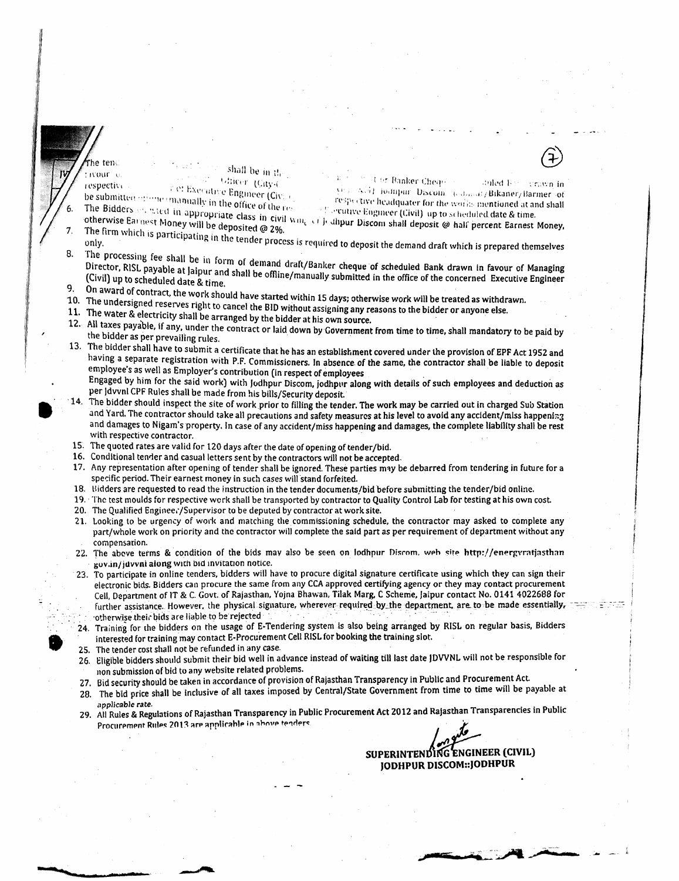The ten... shall be in the ... favour o... Officer (City-(... or Banker Cheque ... drawn in respective ... Executive Engineer (Civ... Jodhpur Discom ... /Bikaner/Barmer of be submitted ... manually in the office of the re... respective headquater for the works mentioned at and shall ... Executive Engineer (Civil) up to scheduled date & time.

6. The Bidders ... in appropriate class in civil wing of Jodhpur Discom shall deposit @ half percent Earnest Money, otherwise Earnest Money will be deposited @ 2%.
7. The firm which is participating in the tender process is required to deposit the demand draft which is prepared themselves only.
8. The processing fee shall be in form of demand draft/Banker cheque of scheduled Bank drawn in favour of Managing Director, RISL payable at Jaipur and shall be offline/manually submitted in the office of the concerned Executive Engineer (Civil) up to scheduled date & time.
9. On award of contract, the work should have started within 15 days; otherwise work will be treated as withdrawn.
10. The undersigned reserves right to cancel the BID without assigning any reasons to the bidder or anyone else.
11. The water & electricity shall be arranged by the bidder at his own source.
12. All taxes payable, if any, under the contract or laid down by Government from time to time, shall mandatory to be paid by the bidder as per prevailing rules.
13. The bidder shall have to submit a certificate that he has an establishment covered under the provision of EPF Act 1952 and having a separate registration with P.F. Commissioners. In absence of the same, the contractor shall be liable to deposit employee's as well as Employer's contribution (in respect of employees Engaged by him for the said work) with Jodhpur Discom, jodhpur along with details of such employees and deduction as per Jdvvnl CPF Rules shall be made from his bills/Security deposit.
14. The bidder should inspect the site of work prior to filling the tender. The work may be carried out in charged Sub Station and Yard. The contractor should take all precautions and safety measures at his level to avoid any accident/miss happening and damages to Nigam's property. In case of any accident/miss happening and damages, the complete liability shall be rest with respective contractor.
15. The quoted rates are valid for 120 days after the date of opening of tender/bid.
16. Conditional tender and casual letters sent by the contractors will not be accepted.
17. Any representation after opening of tender shall be ignored. These parties may be debarred from tendering in future for a specific period. Their earnest money in such cases will stand forfeited.
18. Bidders are requested to read the instruction in the tender documents/bid before submitting the tender/bid online.
19. The test moulds for respective work shall be transported by contractor to Quality Control Lab for testing at his own cost.
20. The Qualified Engineer/Supervisor to be deputed by contractor at work site.
21. Looking to be urgency of work and matching the commissioning schedule, the contractor may asked to complete any part/whole work on priority and the contractor will complete the said part as per requirement of department without any compensation.
22. The above terms & condition of the bids may also be seen on Jodhpur Discom, web site http://energyrajasthan.gov.in/jdvvnl along with bid invitation notice.
23. To participate in online tenders, bidders will have to procure digital signature certificate using which they can sign their electronic bids. Bidders can procure the same from any CCA approved certifying agency or they may contact procurement Cell, Department of IT & C. Govt. of Rajasthan, Yojna Bhawan, Tilak Marg, C Scheme, Jaipur contact No. 0141 4022688 for further assistance. However, the physical signature, wherever required by the department, are to be made essentially, otherwise their bids are liable to be rejected.
24. Training for the bidders on the usage of E-Tendering system is also being arranged by RISL on regular basis, Bidders interested for training may contact E-Procurement Cell RISL for booking the training slot.
25. The tender cost shall not be refunded in any case.
26. Eligible bidders should submit their bid well in advance instead of waiting till last date JDVVNL will not be responsible for non submission of bid to any website related problems.
27. Bid security should be taken in accordance of provision of Rajasthan Transparency in Public and Procurement Act.
28. The bid price shall be inclusive of all taxes imposed by Central/State Government from time to time will be payable at applicable rate.
29. All Rules & Regulations of Rajasthan Transparency in Public Procurement Act 2012 and Rajasthan Transparencies in Public Procurement Rules 2013 are applicable in above tenders.

**SUPERINTENDING ENGINEER (CIVIL)**
**JODHPUR DISCOM::JODHPUR**